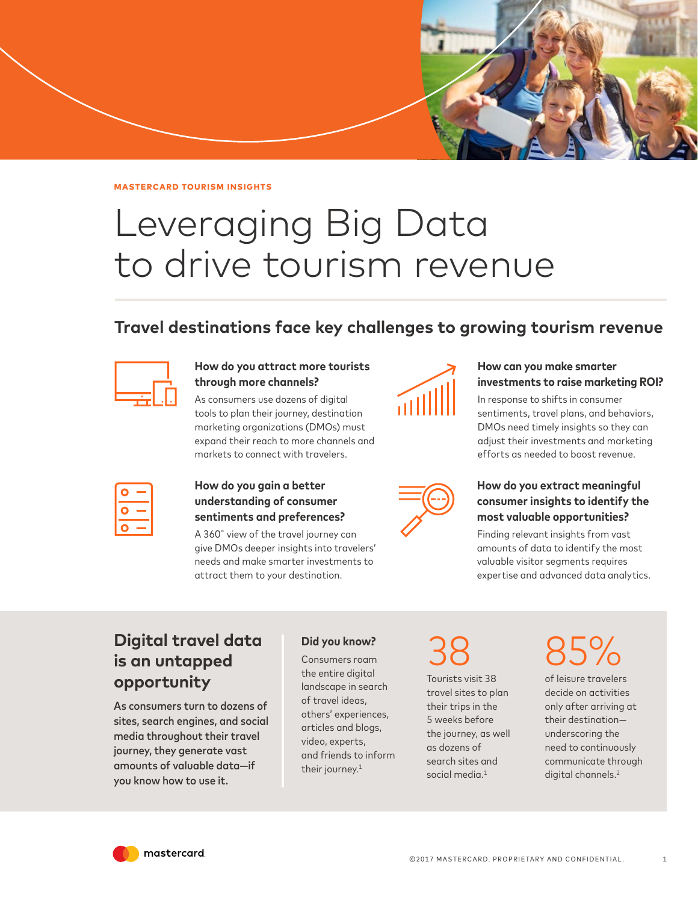MASTERCARD TOURISM INSIGHTS

# Leveraging Big Data to drive tourism revenue

## Travel destinations face key challenges to growing tourism revenue

### How do you attract more tourists through more channels?

As consumers use dozens of digital tools to plan their journey, destination marketing organizations (DMOs) must expand their reach to more channels and markets to connect with travelers.

### How can you make smarter investments to raise marketing ROI?

In response to shifts in consumer sentiments, travel plans, and behaviors, DMOs need timely insights so they can adjust their investments and marketing efforts as needed to boost revenue.

### How do you gain a better understanding of consumer sentiments and preferences?

A 360˚ view of the travel journey can give DMOs deeper insights into travelers' needs and make smarter investments to attract them to your destination.

### How do you extract meaningful consumer insights to identify the most valuable opportunities?

Finding relevant insights from vast amounts of data to identify the most valuable visitor segments requires expertise and advanced data analytics.

## Digital travel data is an untapped opportunity

**As consumers turn to dozens of sites, search engines, and social media throughout their travel journey, they generate vast amounts of valuable data—if you know how to use it.**

### Did you know?

Consumers roam the entire digital landscape in search of travel ideas, others' experiences, articles and blogs, video, experts, and friends to inform their journey.[1]

**38**

Tourists visit 38 travel sites to plan their trips in the 5 weeks before the journey, as well as dozens of search sites and social media.[1]

**85%**

of leisure travelers decide on activities only after arriving at their destination—underscoring the need to continuously communicate through digital channels.[2]

©2017 MASTERCARD. PROPRIETARY AND CONFIDENTIAL.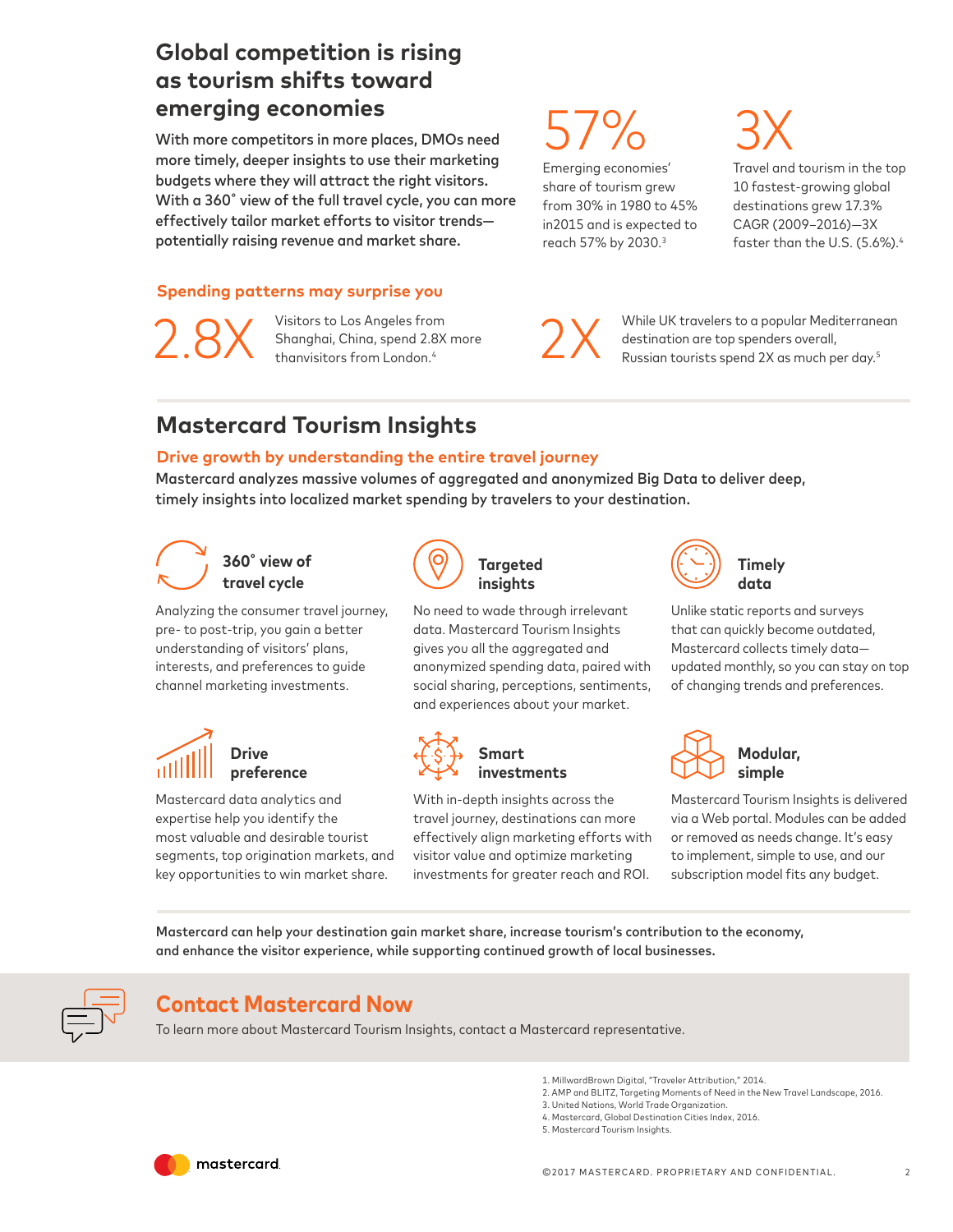## Global competition is rising as tourism shifts toward emerging economies

**With more competitors in more places, DMOs need more timely, deeper insights to use their marketing budgets where they will attract the right visitors. With a 360˚ view of the full travel cycle, you can more effectively tailor market efforts to visitor trends—potentially raising revenue and market share.**

57%

Emerging economies' share of tourism grew from 30% in 1980 to 45% in2015 and is expected to reach 57% by 2030.[3]

3X

Travel and tourism in the top 10 fastest-growing global destinations grew 17.3% CAGR (2009–2016)—3X faster than the U.S. (5.6%).[4]

### Spending patterns may surprise you

2.8X

Visitors to Los Angeles from Shanghai, China, spend 2.8X more thanvisitors from London.[4]

2X

While UK travelers to a popular Mediterranean destination are top spenders overall, Russian tourists spend 2X as much per day.[5]

## Mastercard Tourism Insights

### Drive growth by understanding the entire travel journey

**Mastercard analyzes massive volumes of aggregated and anonymized Big Data to deliver deep, timely insights into localized market spending by travelers to your destination.**

#### 360˚ view of travel cycle

Analyzing the consumer travel journey, pre- to post-trip, you gain a better understanding of visitors' plans, interests, and preferences to guide channel marketing investments.

#### Targeted insights

No need to wade through irrelevant data. Mastercard Tourism Insights gives you all the aggregated and anonymized spending data, paired with social sharing, perceptions, sentiments, and experiences about your market.

#### Timely data

Unlike static reports and surveys that can quickly become outdated, Mastercard collects timely data—updated monthly, so you can stay on top of changing trends and preferences.

#### Drive preference

Mastercard data analytics and expertise help you identify the most valuable and desirable tourist segments, top origination markets, and key opportunities to win market share.

#### Smart investments

With in-depth insights across the travel journey, destinations can more effectively align marketing efforts with visitor value and optimize marketing investments for greater reach and ROI.

#### Modular, simple

Mastercard Tourism Insights is delivered via a Web portal. Modules can be added or removed as needs change. It's easy to implement, simple to use, and our subscription model fits any budget.

**Mastercard can help your destination gain market share, increase tourism's contribution to the economy, and enhance the visitor experience, while supporting continued growth of local businesses.**

## Contact Mastercard Now

To learn more about Mastercard Tourism Insights, contact a Mastercard representative.

1. MillwardBrown Digital, "Traveler Attribution," 2014.
2. AMP and BLITZ, Targeting Moments of Need in the New Travel Landscape, 2016.
3. United Nations, World Trade Organization.
4. Mastercard, Global Destination Cities Index, 2016.
5. Mastercard Tourism Insights.

mastercard

©2017 MASTERCARD. PROPRIETARY AND CONFIDENTIAL.